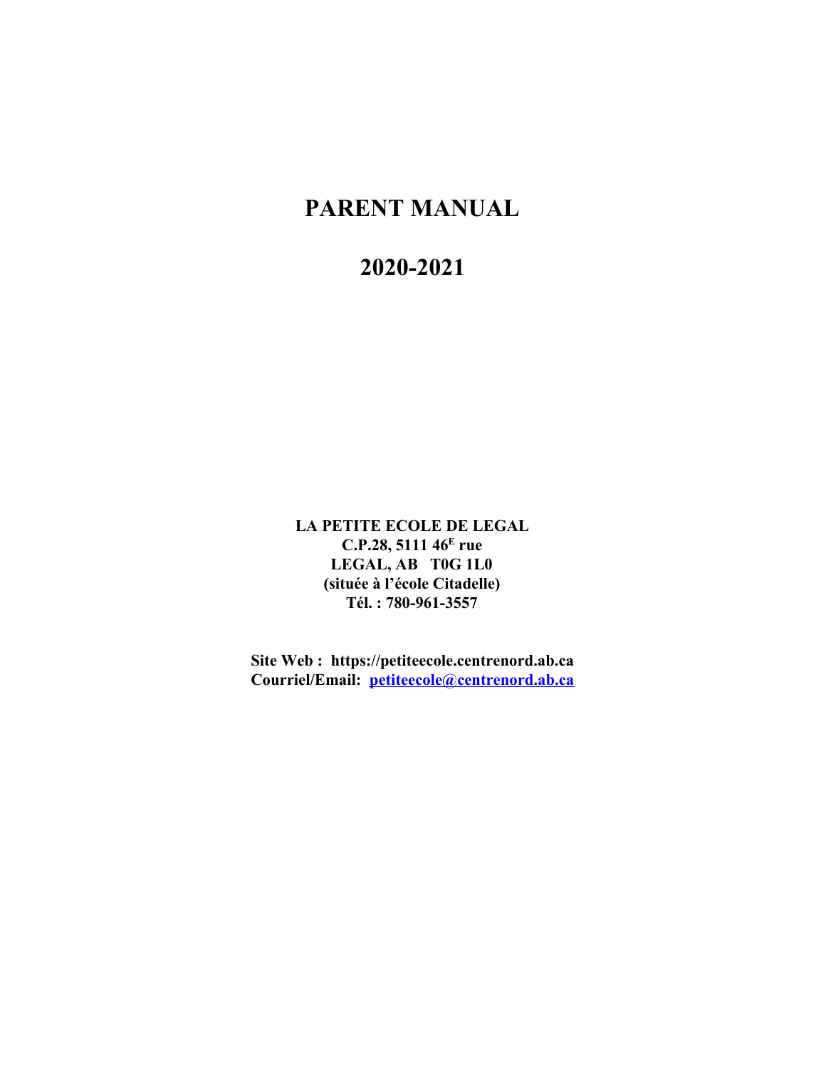# PARENT MANUAL

# 2020-2021

**LA PETITE ECOLE DE LEGAL**
**C.P.28, 5111 46[E] rue**
**LEGAL, AB T0G 1L0**
**(située à l'école Citadelle)**
**Tél. : 780-961-3557**

**Site Web : https://petiteecole.centrenord.ab.ca**
**Courriel/Email: petiteecole@centrenord.ab.ca**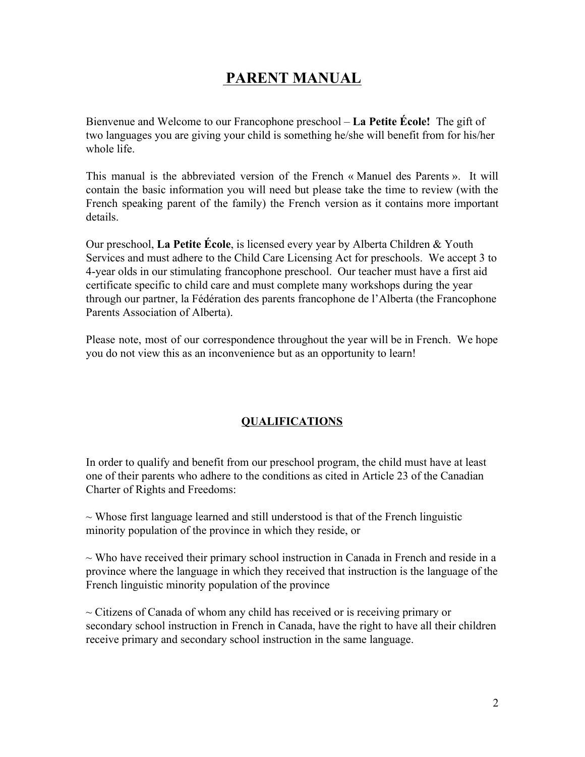# PARENT MANUAL

Bienvenue and Welcome to our Francophone preschool – **La Petite École!** The gift of two languages you are giving your child is something he/she will benefit from for his/her whole life.

This manual is the abbreviated version of the French « Manuel des Parents ». It will contain the basic information you will need but please take the time to review (with the French speaking parent of the family) the French version as it contains more important details.

Our preschool, **La Petite École**, is licensed every year by Alberta Children & Youth Services and must adhere to the Child Care Licensing Act for preschools. We accept 3 to 4-year olds in our stimulating francophone preschool. Our teacher must have a first aid certificate specific to child care and must complete many workshops during the year through our partner, la Fédération des parents francophone de l'Alberta (the Francophone Parents Association of Alberta).

Please note, most of our correspondence throughout the year will be in French. We hope you do not view this as an inconvenience but as an opportunity to learn!

## QUALIFICATIONS

In order to qualify and benefit from our preschool program, the child must have at least one of their parents who adhere to the conditions as cited in Article 23 of the Canadian Charter of Rights and Freedoms:

~ Whose first language learned and still understood is that of the French linguistic minority population of the province in which they reside, or

~ Who have received their primary school instruction in Canada in French and reside in a province where the language in which they received that instruction is the language of the French linguistic minority population of the province

~ Citizens of Canada of whom any child has received or is receiving primary or secondary school instruction in French in Canada, have the right to have all their children receive primary and secondary school instruction in the same language.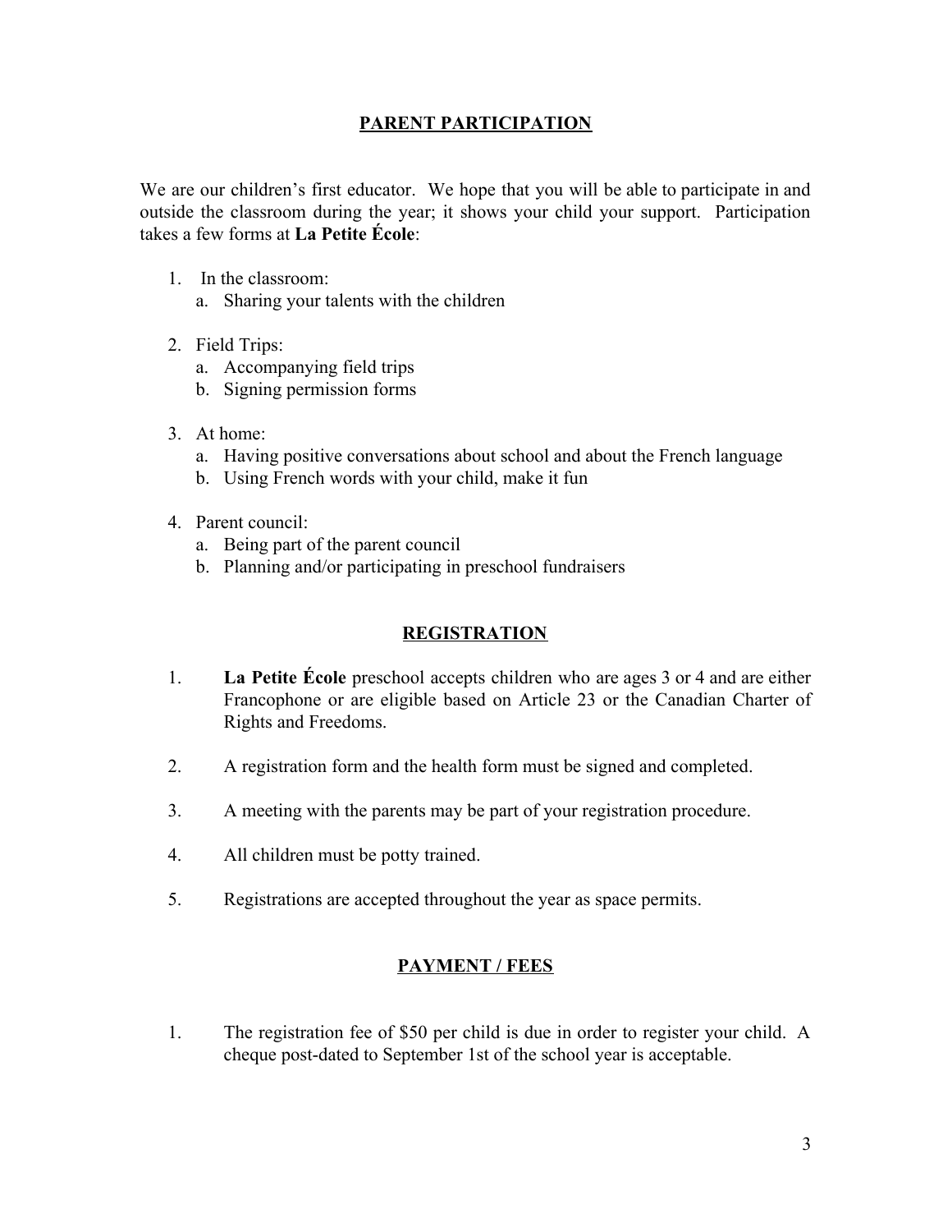## PARENT PARTICIPATION

We are our children's first educator. We hope that you will be able to participate in and outside the classroom during the year; it shows your child your support. Participation takes a few forms at **La Petite École**:

1. In the classroom:
   a. Sharing your talents with the children

2. Field Trips:
   a. Accompanying field trips
   b. Signing permission forms

3. At home:
   a. Having positive conversations about school and about the French language
   b. Using French words with your child, make it fun

4. Parent council:
   a. Being part of the parent council
   b. Planning and/or participating in preschool fundraisers

## REGISTRATION

1. **La Petite École** preschool accepts children who are ages 3 or 4 and are either Francophone or are eligible based on Article 23 or the Canadian Charter of Rights and Freedoms.

2. A registration form and the health form must be signed and completed.

3. A meeting with the parents may be part of your registration procedure.

4. All children must be potty trained.

5. Registrations are accepted throughout the year as space permits.

## PAYMENT / FEES

1. The registration fee of $50 per child is due in order to register your child. A cheque post-dated to September 1st of the school year is acceptable.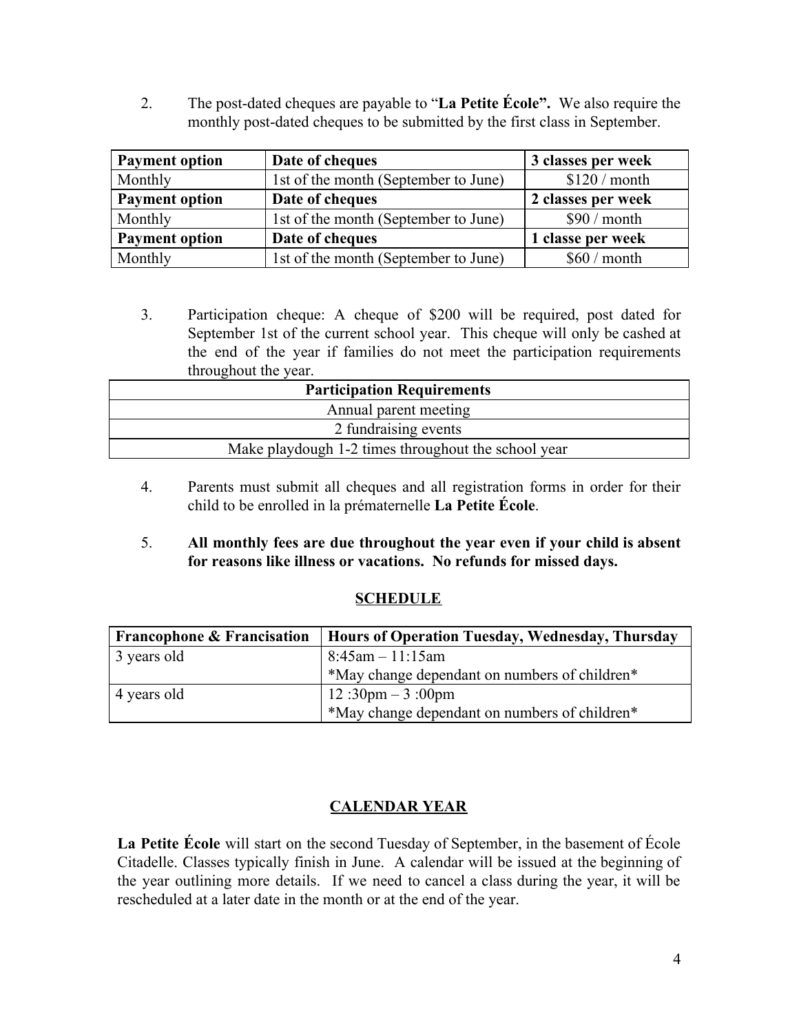2. The post-dated cheques are payable to "**La Petite École".** We also require the monthly post-dated cheques to be submitted by the first class in September.

| **Payment option** | **Date of cheques** | **3 classes per week** |
|---|---|---|
| Monthly | 1st of the month (September to June) | $120 / month |
| **Payment option** | **Date of cheques** | **2 classes per week** |
| Monthly | 1st of the month (September to June) | $90 / month |
| **Payment option** | **Date of cheques** | **1 classe per week** |
| Monthly | 1st of the month (September to June) | $60 / month |

3. Participation cheque: A cheque of $200 will be required, post dated for September 1st of the current school year. This cheque will only be cashed at the end of the year if families do not meet the participation requirements throughout the year.

| **Participation Requirements** |
|---|
| Annual parent meeting |
| 2 fundraising events |
| Make playdough 1-2 times throughout the school year |

4. Parents must submit all cheques and all registration forms in order for their child to be enrolled in la prématernelle **La Petite École**.

5. **All monthly fees are due throughout the year even if your child is absent for reasons like illness or vacations. No refunds for missed days.**

## SCHEDULE

| **Francophone & Francisation** | **Hours of Operation Tuesday, Wednesday, Thursday** |
|---|---|
| 3 years old | 8:45am – 11:15am<br>*May change dependant on numbers of children* |
| 4 years old | 12 :30pm – 3 :00pm<br>*May change dependant on numbers of children* |

## CALENDAR YEAR

**La Petite École** will start on the second Tuesday of September, in the basement of École Citadelle. Classes typically finish in June. A calendar will be issued at the beginning of the year outlining more details. If we need to cancel a class during the year, it will be rescheduled at a later date in the month or at the end of the year.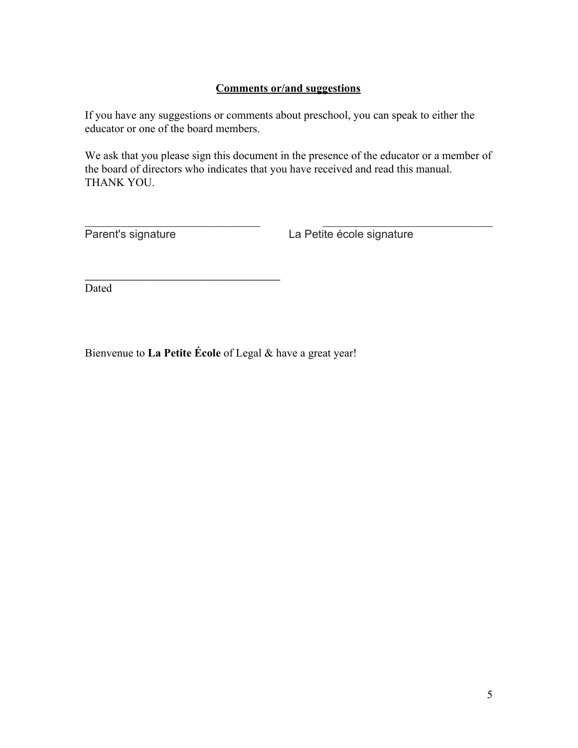## Comments or/and suggestions

If you have any suggestions or comments about preschool, you can speak to either the educator or one of the board members.

We ask that you please sign this document in the presence of the educator or a member of the board of directors who indicates that you have received and read this manual.
THANK YOU.

\_\_\_\_\_\_\_\_\_\_\_\_\_\_\_\_\_\_\_\_\_\_\_\_\_\_\_\_\_\_\_\_
Parent's signature

\_\_\_\_\_\_\_\_\_\_\_\_\_\_\_\_\_\_\_\_\_\_\_\_\_\_\_\_\_\_\_\_
La Petite école signature

\_\_\_\_\_\_\_\_\_\_\_\_\_\_\_\_\_\_\_\_\_\_\_\_\_\_\_\_\_\_\_\_
Dated

Bienvenue to **La Petite École** of Legal & have a great year!